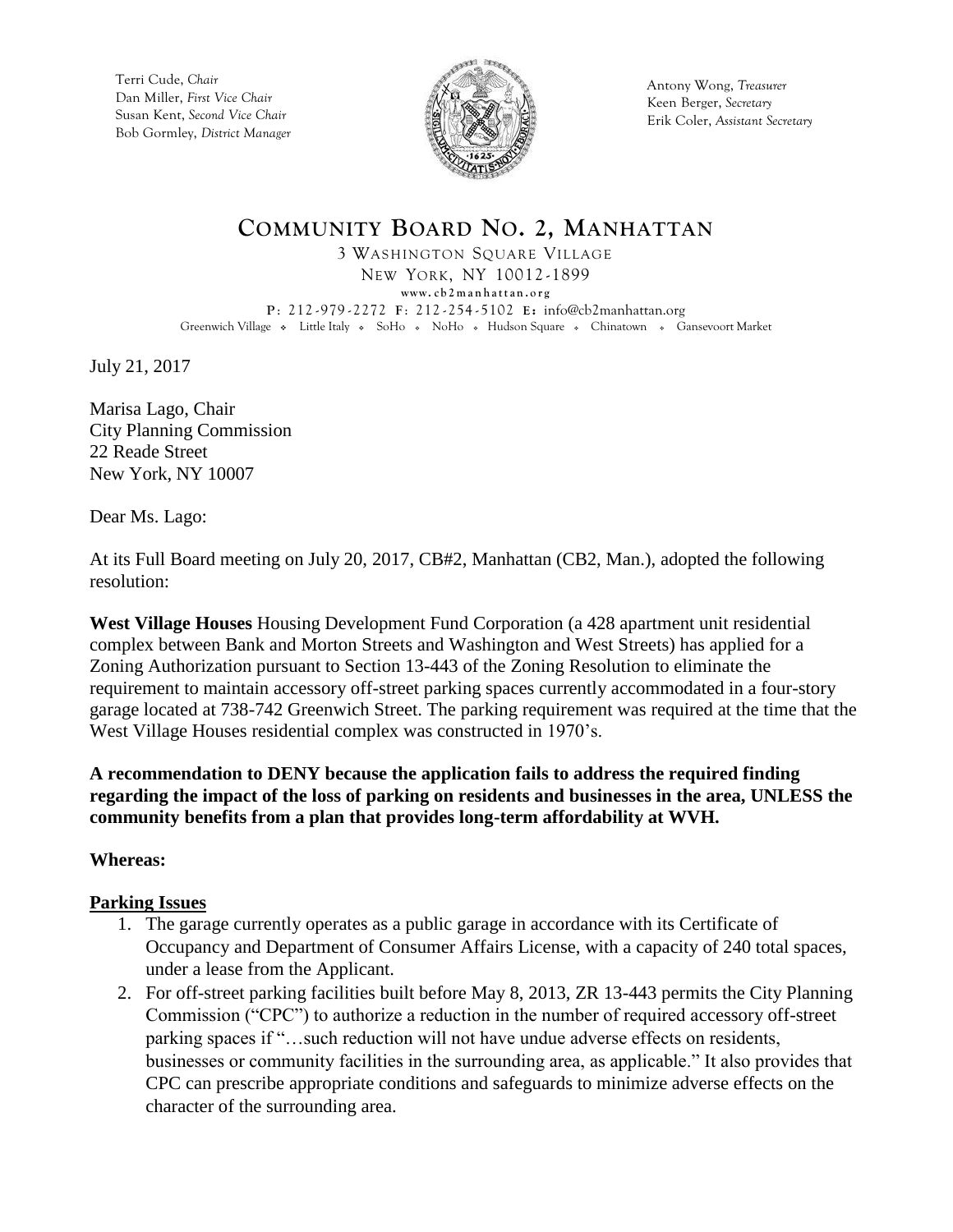Terri Cude, *Chair*
Dan Miller, *First Vice Chair*
Susan Kent, *Second Vice Chair*
Bob Gormley, *District Manager*

Antony Wong, *Treasurer*
Keen Berger, *Secretary*
Erik Coler, *Assistant Secretary*

# COMMUNITY BOARD NO. 2, MANHATTAN

3 WASHINGTON SQUARE VILLAGE
NEW YORK, NY 10012-1899
www.cb2manhattan.org
P: 212-979-2272 F: 212-254-5102 E: info@cb2manhattan.org
Greenwich Village ❖ Little Italy ❖ SoHo ❖ NoHo ❖ Hudson Square ❖ Chinatown ❖ Gansevoort Market

July 21, 2017

Marisa Lago, Chair
City Planning Commission
22 Reade Street
New York, NY 10007

Dear Ms. Lago:

At its Full Board meeting on July 20, 2017, CB#2, Manhattan (CB2, Man.), adopted the following resolution:

**West Village Houses** Housing Development Fund Corporation (a 428 apartment unit residential complex between Bank and Morton Streets and Washington and West Streets) has applied for a Zoning Authorization pursuant to Section 13-443 of the Zoning Resolution to eliminate the requirement to maintain accessory off-street parking spaces currently accommodated in a four-story garage located at 738-742 Greenwich Street. The parking requirement was required at the time that the West Village Houses residential complex was constructed in 1970's.

**A recommendation to DENY because the application fails to address the required finding regarding the impact of the loss of parking on residents and businesses in the area, UNLESS the community benefits from a plan that provides long-term affordability at WVH.**

**Whereas:**

**Parking Issues**

1. The garage currently operates as a public garage in accordance with its Certificate of Occupancy and Department of Consumer Affairs License, with a capacity of 240 total spaces, under a lease from the Applicant.
2. For off-street parking facilities built before May 8, 2013, ZR 13-443 permits the City Planning Commission ("CPC") to authorize a reduction in the number of required accessory off-street parking spaces if "…such reduction will not have undue adverse effects on residents, businesses or community facilities in the surrounding area, as applicable." It also provides that CPC can prescribe appropriate conditions and safeguards to minimize adverse effects on the character of the surrounding area.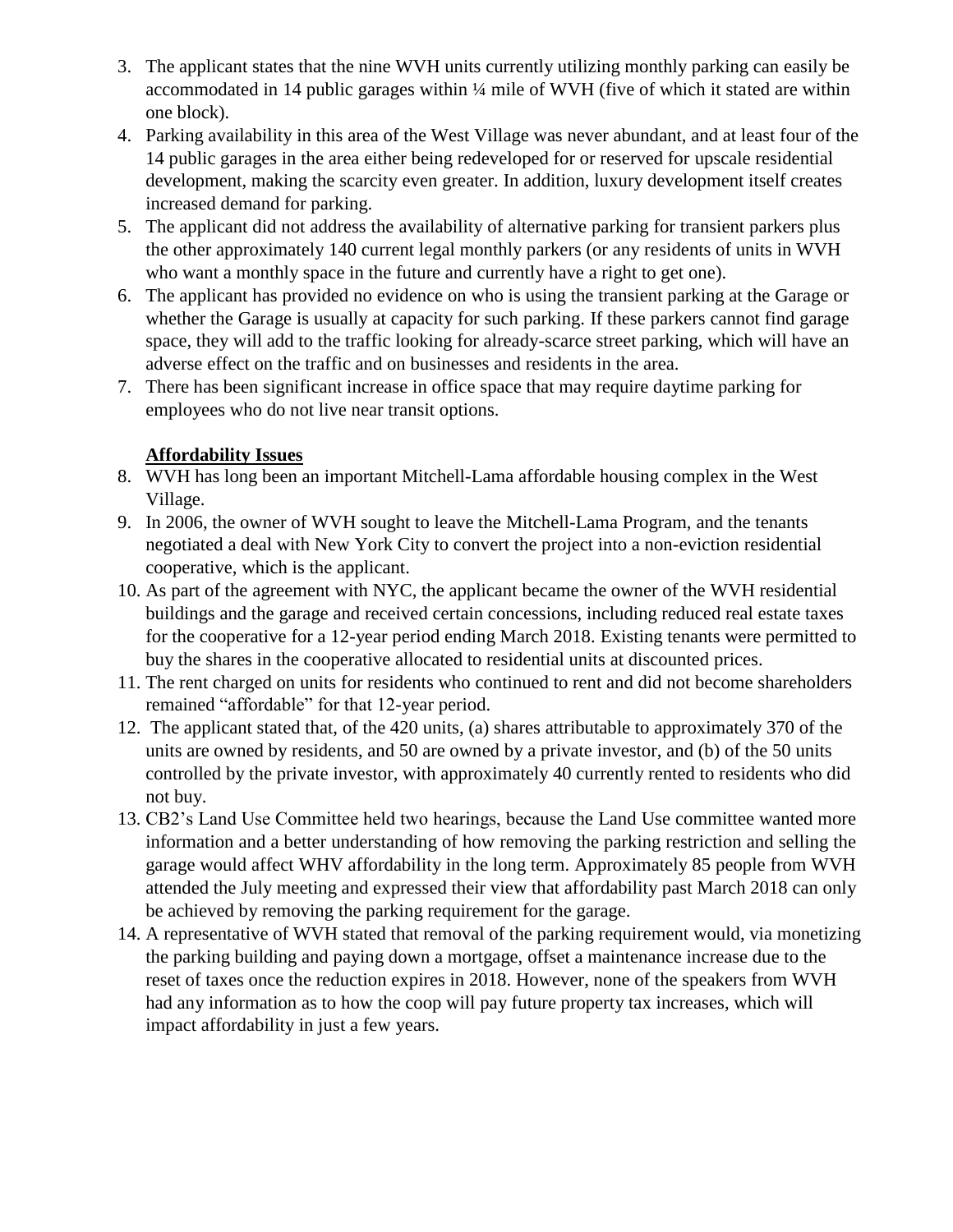3. The applicant states that the nine WVH units currently utilizing monthly parking can easily be accommodated in 14 public garages within ¼ mile of WVH (five of which it stated are within one block).
4. Parking availability in this area of the West Village was never abundant, and at least four of the 14 public garages in the area either being redeveloped for or reserved for upscale residential development, making the scarcity even greater. In addition, luxury development itself creates increased demand for parking.
5. The applicant did not address the availability of alternative parking for transient parkers plus the other approximately 140 current legal monthly parkers (or any residents of units in WVH who want a monthly space in the future and currently have a right to get one).
6. The applicant has provided no evidence on who is using the transient parking at the Garage or whether the Garage is usually at capacity for such parking. If these parkers cannot find garage space, they will add to the traffic looking for already-scarce street parking, which will have an adverse effect on the traffic and on businesses and residents in the area.
7. There has been significant increase in office space that may require daytime parking for employees who do not live near transit options.

**Affordability Issues**

8. WVH has long been an important Mitchell-Lama affordable housing complex in the West Village.
9. In 2006, the owner of WVH sought to leave the Mitchell-Lama Program, and the tenants negotiated a deal with New York City to convert the project into a non-eviction residential cooperative, which is the applicant.
10. As part of the agreement with NYC, the applicant became the owner of the WVH residential buildings and the garage and received certain concessions, including reduced real estate taxes for the cooperative for a 12-year period ending March 2018. Existing tenants were permitted to buy the shares in the cooperative allocated to residential units at discounted prices.
11. The rent charged on units for residents who continued to rent and did not become shareholders remained "affordable" for that 12-year period.
12. The applicant stated that, of the 420 units, (a) shares attributable to approximately 370 of the units are owned by residents, and 50 are owned by a private investor, and (b) of the 50 units controlled by the private investor, with approximately 40 currently rented to residents who did not buy.
13. CB2's Land Use Committee held two hearings, because the Land Use committee wanted more information and a better understanding of how removing the parking restriction and selling the garage would affect WHV affordability in the long term. Approximately 85 people from WVH attended the July meeting and expressed their view that affordability past March 2018 can only be achieved by removing the parking requirement for the garage.
14. A representative of WVH stated that removal of the parking requirement would, via monetizing the parking building and paying down a mortgage, offset a maintenance increase due to the reset of taxes once the reduction expires in 2018. However, none of the speakers from WVH had any information as to how the coop will pay future property tax increases, which will impact affordability in just a few years.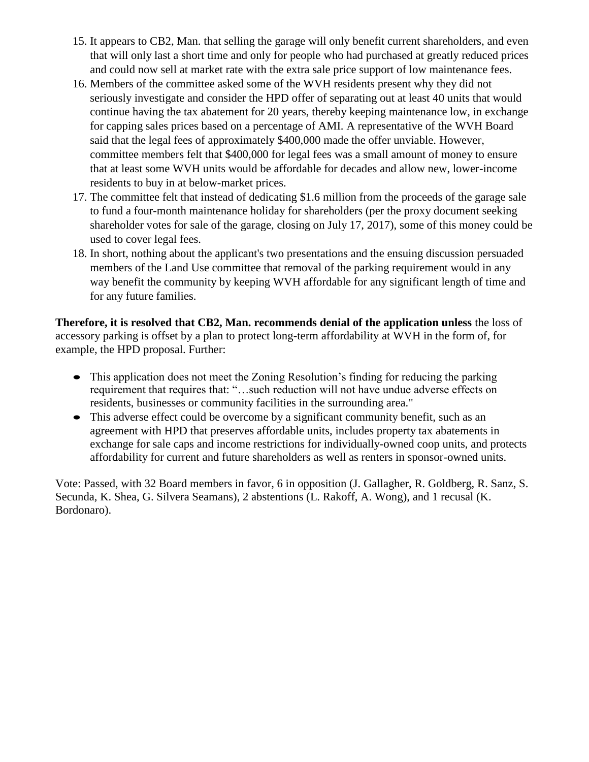15. It appears to CB2, Man. that selling the garage will only benefit current shareholders, and even that will only last a short time and only for people who had purchased at greatly reduced prices and could now sell at market rate with the extra sale price support of low maintenance fees.
16. Members of the committee asked some of the WVH residents present why they did not seriously investigate and consider the HPD offer of separating out at least 40 units that would continue having the tax abatement for 20 years, thereby keeping maintenance low, in exchange for capping sales prices based on a percentage of AMI. A representative of the WVH Board said that the legal fees of approximately $400,000 made the offer unviable. However, committee members felt that $400,000 for legal fees was a small amount of money to ensure that at least some WVH units would be affordable for decades and allow new, lower-income residents to buy in at below-market prices.
17. The committee felt that instead of dedicating $1.6 million from the proceeds of the garage sale to fund a four-month maintenance holiday for shareholders (per the proxy document seeking shareholder votes for sale of the garage, closing on July 17, 2017), some of this money could be used to cover legal fees.
18. In short, nothing about the applicant's two presentations and the ensuing discussion persuaded members of the Land Use committee that removal of the parking requirement would in any way benefit the community by keeping WVH affordable for any significant length of time and for any future families.

**Therefore, it is resolved that CB2, Man. recommends denial of the application unless** the loss of accessory parking is offset by a plan to protect long-term affordability at WVH in the form of, for example, the HPD proposal. Further:

- This application does not meet the Zoning Resolution's finding for reducing the parking requirement that requires that: "…such reduction will not have undue adverse effects on residents, businesses or community facilities in the surrounding area."
- This adverse effect could be overcome by a significant community benefit, such as an agreement with HPD that preserves affordable units, includes property tax abatements in exchange for sale caps and income restrictions for individually-owned coop units, and protects affordability for current and future shareholders as well as renters in sponsor-owned units.

Vote: Passed, with 32 Board members in favor, 6 in opposition (J. Gallagher, R. Goldberg, R. Sanz, S. Secunda, K. Shea, G. Silvera Seamans), 2 abstentions (L. Rakoff, A. Wong), and 1 recusal (K. Bordonaro).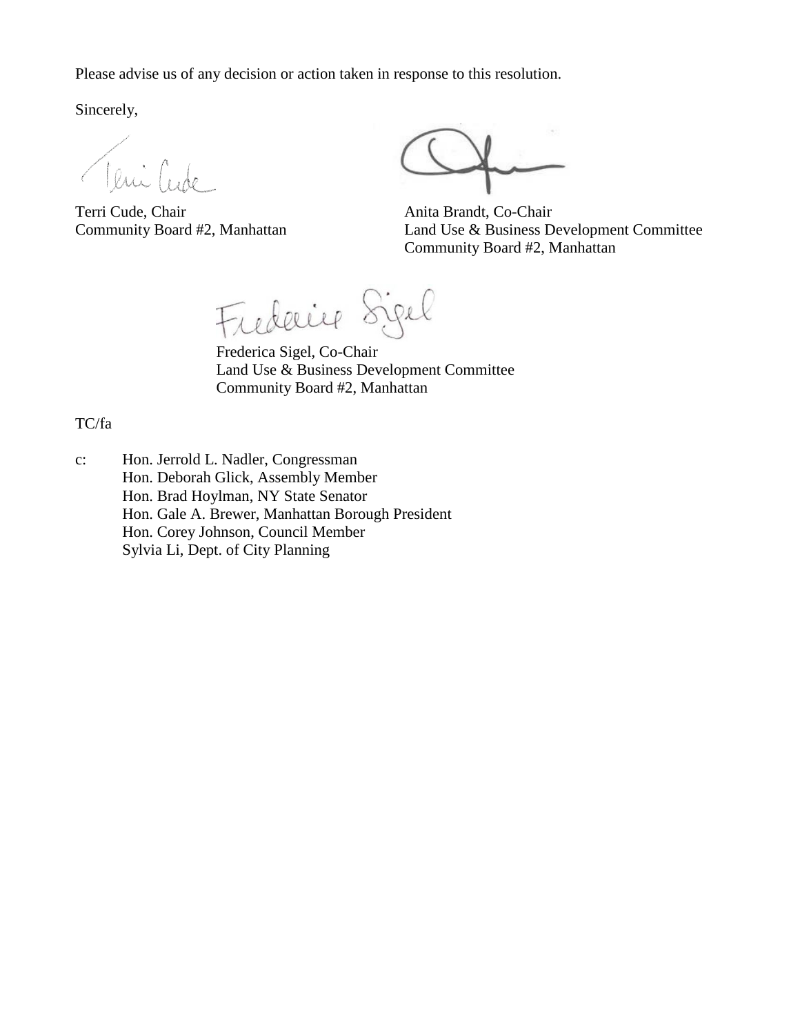Please advise us of any decision or action taken in response to this resolution.

Sincerely,

Terri Cude, Chair
Community Board #2, Manhattan

Anita Brandt, Co-Chair
Land Use & Business Development Committee
Community Board #2, Manhattan

Frederica Sigel, Co-Chair
Land Use & Business Development Committee
Community Board #2, Manhattan

TC/fa

c: Hon. Jerrold L. Nadler, Congressman
Hon. Deborah Glick, Assembly Member
Hon. Brad Hoylman, NY State Senator
Hon. Gale A. Brewer, Manhattan Borough President
Hon. Corey Johnson, Council Member
Sylvia Li, Dept. of City Planning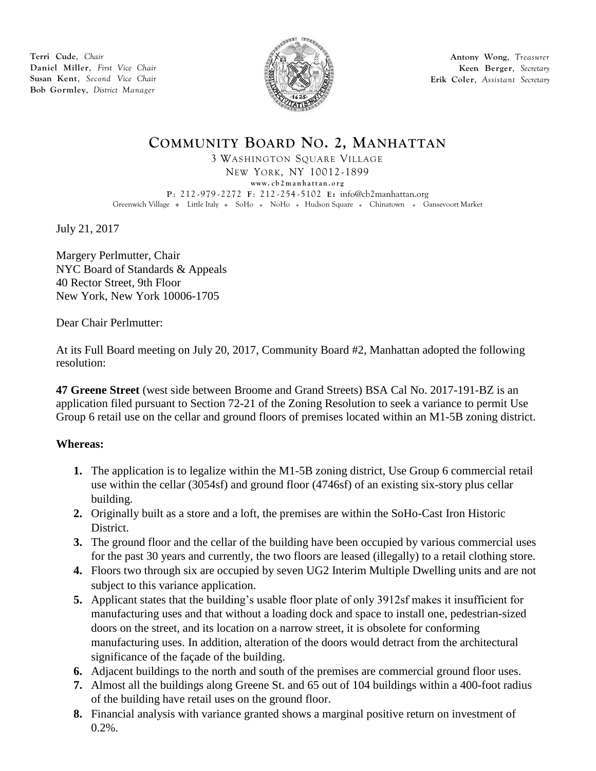**Terri Cude**, *Chair*
**Daniel Miller**, *First Vice Chair*
**Susan Kent**, *Second Vice Chair*
**Bob Gormley**, *District Manager*

**Antony Wong**, *Treasurer*
**Keen Berger**, *Secretary*
**Erik Coler**, *Assistant Secretary*

# COMMUNITY BOARD NO. 2, MANHATTAN

3 WASHINGTON SQUARE VILLAGE
NEW YORK, NY 10012-1899
www.cb2manhattan.org
P: 212-979-2272 F: 212-254-5102 E: info@cb2manhattan.org
Greenwich Village ❖ Little Italy ❖ SoHo ❖ NoHo ❖ Hudson Square ❖ Chinatown ❖ Gansevoort Market

July 21, 2017

Margery Perlmutter, Chair
NYC Board of Standards & Appeals
40 Rector Street, 9th Floor
New York, New York 10006-1705

Dear Chair Perlmutter:

At its Full Board meeting on July 20, 2017, Community Board #2, Manhattan adopted the following resolution:

**47 Greene Street** (west side between Broome and Grand Streets) BSA Cal No. 2017-191-BZ is an application filed pursuant to Section 72-21 of the Zoning Resolution to seek a variance to permit Use Group 6 retail use on the cellar and ground floors of premises located within an M1-5B zoning district.

**Whereas:**

1. The application is to legalize within the M1-5B zoning district, Use Group 6 commercial retail use within the cellar (3054sf) and ground floor (4746sf) of an existing six-story plus cellar building.
2. Originally built as a store and a loft, the premises are within the SoHo-Cast Iron Historic District.
3. The ground floor and the cellar of the building have been occupied by various commercial uses for the past 30 years and currently, the two floors are leased (illegally) to a retail clothing store.
4. Floors two through six are occupied by seven UG2 Interim Multiple Dwelling units and are not subject to this variance application.
5. Applicant states that the building's usable floor plate of only 3912sf makes it insufficient for manufacturing uses and that without a loading dock and space to install one, pedestrian-sized doors on the street, and its location on a narrow street, it is obsolete for conforming manufacturing uses. In addition, alteration of the doors would detract from the architectural significance of the façade of the building.
6. Adjacent buildings to the north and south of the premises are commercial ground floor uses.
7. Almost all the buildings along Greene St. and 65 out of 104 buildings within a 400-foot radius of the building have retail uses on the ground floor.
8. Financial analysis with variance granted shows a marginal positive return on investment of 0.2%.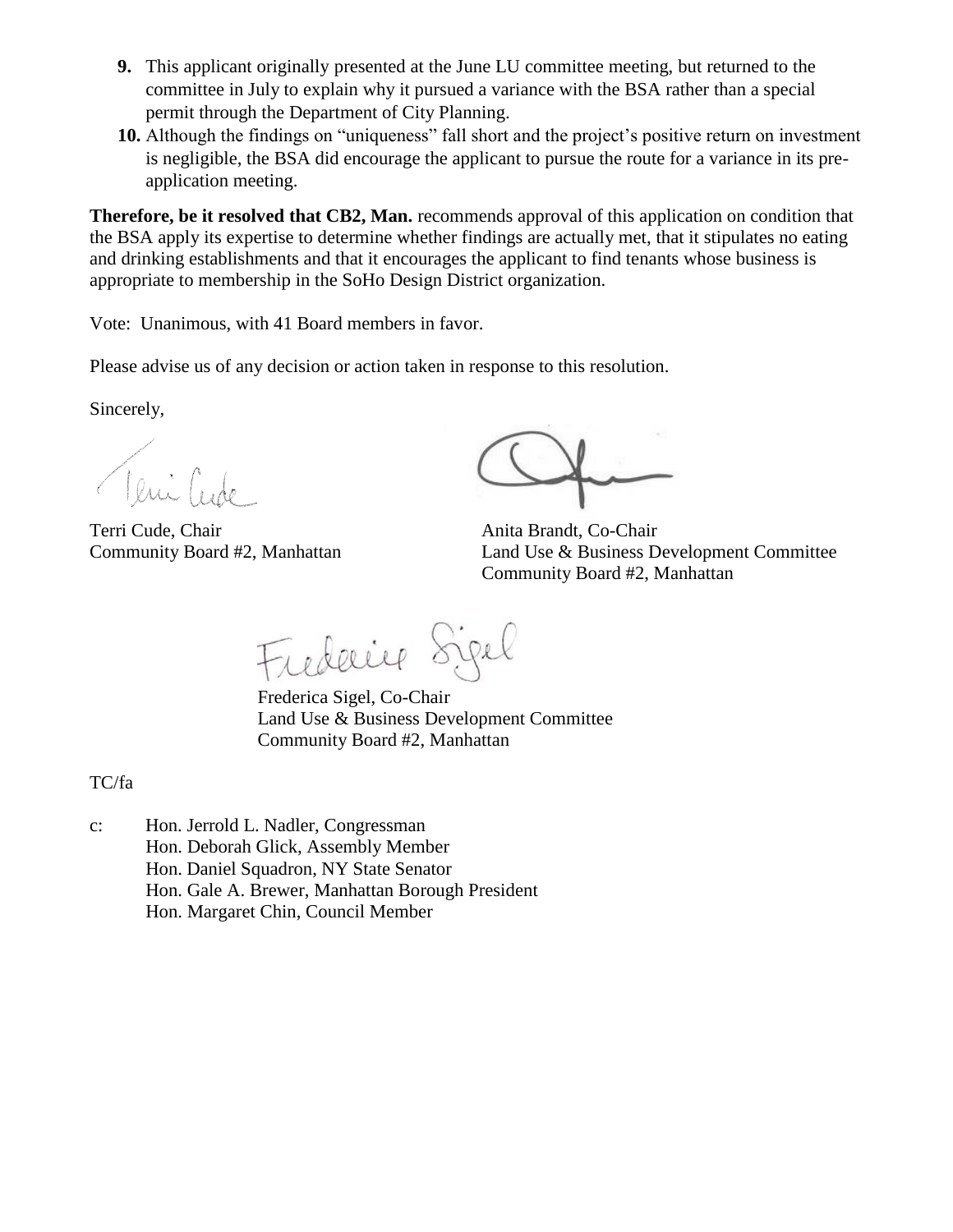**9.** This applicant originally presented at the June LU committee meeting, but returned to the committee in July to explain why it pursued a variance with the BSA rather than a special permit through the Department of City Planning.

**10.** Although the findings on "uniqueness" fall short and the project's positive return on investment is negligible, the BSA did encourage the applicant to pursue the route for a variance in its pre-application meeting.

**Therefore, be it resolved that CB2, Man.** recommends approval of this application on condition that the BSA apply its expertise to determine whether findings are actually met, that it stipulates no eating and drinking establishments and that it encourages the applicant to find tenants whose business is appropriate to membership in the SoHo Design District organization.

Vote: Unanimous, with 41 Board members in favor.

Please advise us of any decision or action taken in response to this resolution.

Sincerely,

Terri Cude, Chair
Community Board #2, Manhattan

Anita Brandt, Co-Chair
Land Use & Business Development Committee
Community Board #2, Manhattan

Frederica Sigel, Co-Chair
Land Use & Business Development Committee
Community Board #2, Manhattan

TC/fa

c: Hon. Jerrold L. Nadler, Congressman
Hon. Deborah Glick, Assembly Member
Hon. Daniel Squadron, NY State Senator
Hon. Gale A. Brewer, Manhattan Borough President
Hon. Margaret Chin, Council Member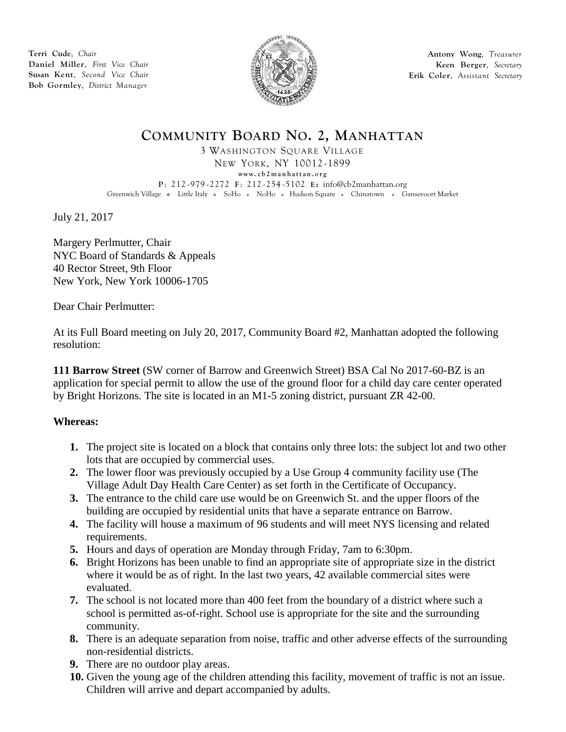Terri Cude, *Chair*
Daniel Miller, *First Vice Chair*
Susan Kent, *Second Vice Chair*
Bob Gormley, *District Manager*

Antony Wong, *Treasurer*
Keen Berger, *Secretary*
Erik Coler, *Assistant Secretary*

# COMMUNITY BOARD NO. 2, MANHATTAN

3 WASHINGTON SQUARE VILLAGE
NEW YORK, NY 10012-1899
www.cb2manhattan.org
P: 212-979-2272 F: 212-254-5102 E: info@cb2manhattan.org
Greenwich Village ❖ Little Italy ❖ SoHo ❖ NoHo ❖ Hudson Square ❖ Chinatown ❖ Gansevoort Market

July 21, 2017

Margery Perlmutter, Chair
NYC Board of Standards & Appeals
40 Rector Street, 9th Floor
New York, New York 10006-1705

Dear Chair Perlmutter:

At its Full Board meeting on July 20, 2017, Community Board #2, Manhattan adopted the following resolution:

**111 Barrow Street** (SW corner of Barrow and Greenwich Street) BSA Cal No 2017-60-BZ is an application for special permit to allow the use of the ground floor for a child day care center operated by Bright Horizons. The site is located in an M1-5 zoning district, pursuant ZR 42-00.

**Whereas:**

1. The project site is located on a block that contains only three lots: the subject lot and two other lots that are occupied by commercial uses.
2. The lower floor was previously occupied by a Use Group 4 community facility use (The Village Adult Day Health Care Center) as set forth in the Certificate of Occupancy.
3. The entrance to the child care use would be on Greenwich St. and the upper floors of the building are occupied by residential units that have a separate entrance on Barrow.
4. The facility will house a maximum of 96 students and will meet NYS licensing and related requirements.
5. Hours and days of operation are Monday through Friday, 7am to 6:30pm.
6. Bright Horizons has been unable to find an appropriate site of appropriate size in the district where it would be as of right. In the last two years, 42 available commercial sites were evaluated.
7. The school is not located more than 400 feet from the boundary of a district where such a school is permitted as-of-right. School use is appropriate for the site and the surrounding community.
8. There is an adequate separation from noise, traffic and other adverse effects of the surrounding non-residential districts.
9. There are no outdoor play areas.
10. Given the young age of the children attending this facility, movement of traffic is not an issue. Children will arrive and depart accompanied by adults.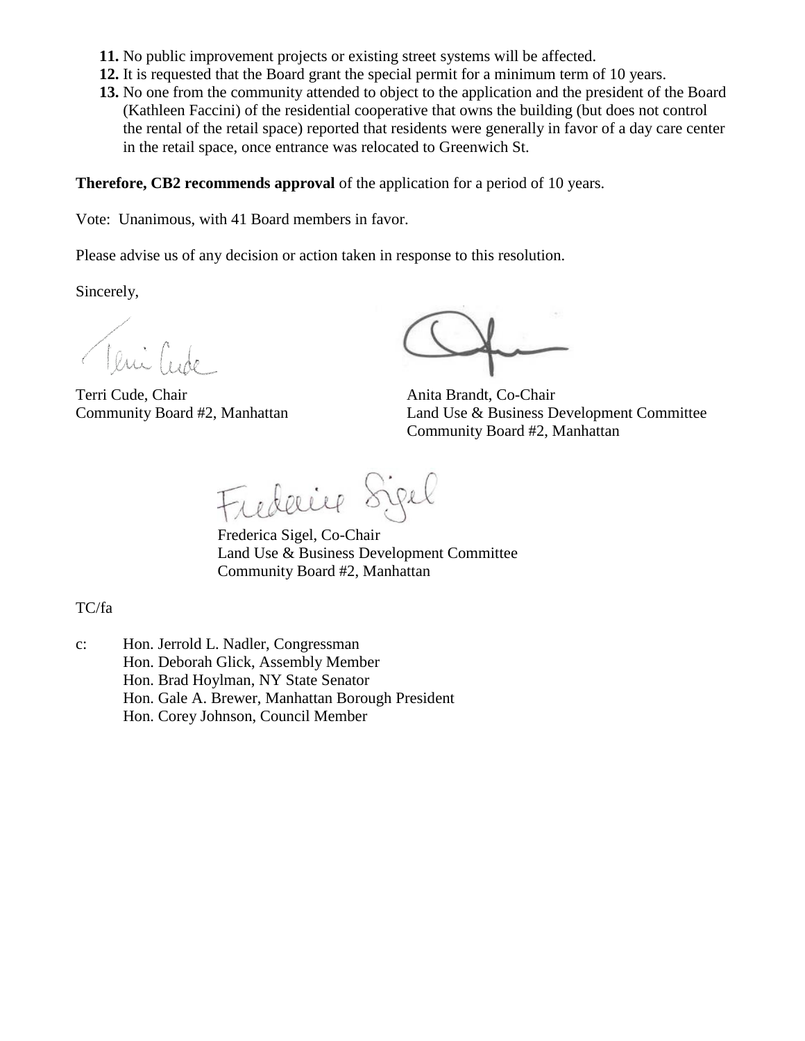11. No public improvement projects or existing street systems will be affected.
12. It is requested that the Board grant the special permit for a minimum term of 10 years.
13. No one from the community attended to object to the application and the president of the Board (Kathleen Faccini) of the residential cooperative that owns the building (but does not control the rental of the retail space) reported that residents were generally in favor of a day care center in the retail space, once entrance was relocated to Greenwich St.

**Therefore, CB2 recommends approval** of the application for a period of 10 years.

Vote: Unanimous, with 41 Board members in favor.

Please advise us of any decision or action taken in response to this resolution.

Sincerely,

Terri Cude, Chair
Community Board #2, Manhattan

Anita Brandt, Co-Chair
Land Use & Business Development Committee
Community Board #2, Manhattan

Frederica Sigel, Co-Chair
Land Use & Business Development Committee
Community Board #2, Manhattan

TC/fa

c: Hon. Jerrold L. Nadler, Congressman
Hon. Deborah Glick, Assembly Member
Hon. Brad Hoylman, NY State Senator
Hon. Gale A. Brewer, Manhattan Borough President
Hon. Corey Johnson, Council Member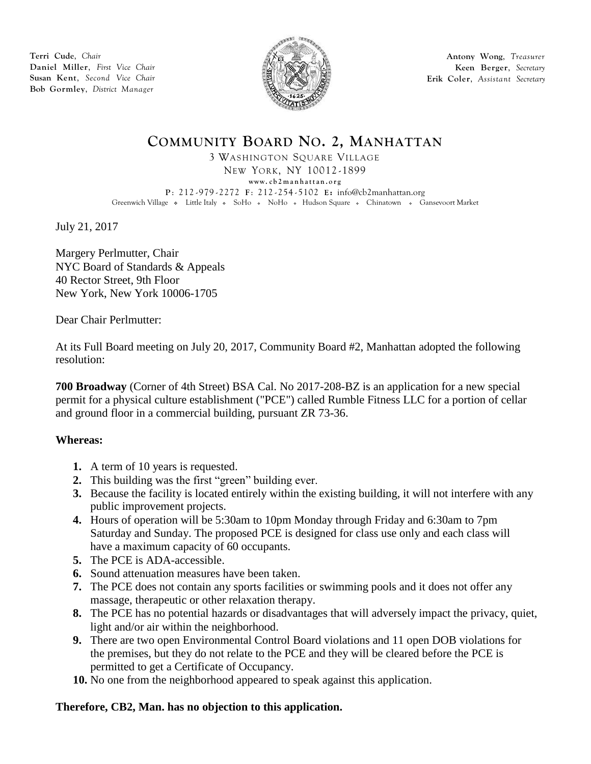**Terri Cude**, *Chair*
**Daniel Miller**, *First Vice Chair*
**Susan Kent**, *Second Vice Chair*
**Bob Gormley**, *District Manager*

**Antony Wong**, *Treasurer*
**Keen Berger**, *Secretary*
**Erik Coler**, *Assistant Secretary*

# COMMUNITY BOARD NO. 2, MANHATTAN

3 WASHINGTON SQUARE VILLAGE
NEW YORK, NY 10012-1899
www.cb2manhattan.org
**P**: 212-979-2272 **F**: 212-254-5102 **E**: info@cb2manhattan.org
Greenwich Village ❖ Little Italy ❖ SoHo ❖ NoHo ❖ Hudson Square ❖ Chinatown ❖ Gansevoort Market

July 21, 2017

Margery Perlmutter, Chair
NYC Board of Standards & Appeals
40 Rector Street, 9th Floor
New York, New York 10006-1705

Dear Chair Perlmutter:

At its Full Board meeting on July 20, 2017, Community Board #2, Manhattan adopted the following resolution:

**700 Broadway** (Corner of 4th Street) BSA Cal. No 2017-208-BZ is an application for a new special permit for a physical culture establishment ("PCE") called Rumble Fitness LLC for a portion of cellar and ground floor in a commercial building, pursuant ZR 73-36.

**Whereas:**

1. A term of 10 years is requested.
2. This building was the first "green" building ever.
3. Because the facility is located entirely within the existing building, it will not interfere with any public improvement projects.
4. Hours of operation will be 5:30am to 10pm Monday through Friday and 6:30am to 7pm Saturday and Sunday. The proposed PCE is designed for class use only and each class will have a maximum capacity of 60 occupants.
5. The PCE is ADA-accessible.
6. Sound attenuation measures have been taken.
7. The PCE does not contain any sports facilities or swimming pools and it does not offer any massage, therapeutic or other relaxation therapy.
8. The PCE has no potential hazards or disadvantages that will adversely impact the privacy, quiet, light and/or air within the neighborhood.
9. There are two open Environmental Control Board violations and 11 open DOB violations for the premises, but they do not relate to the PCE and they will be cleared before the PCE is permitted to get a Certificate of Occupancy.
10. No one from the neighborhood appeared to speak against this application.

**Therefore, CB2, Man. has no objection to this application.**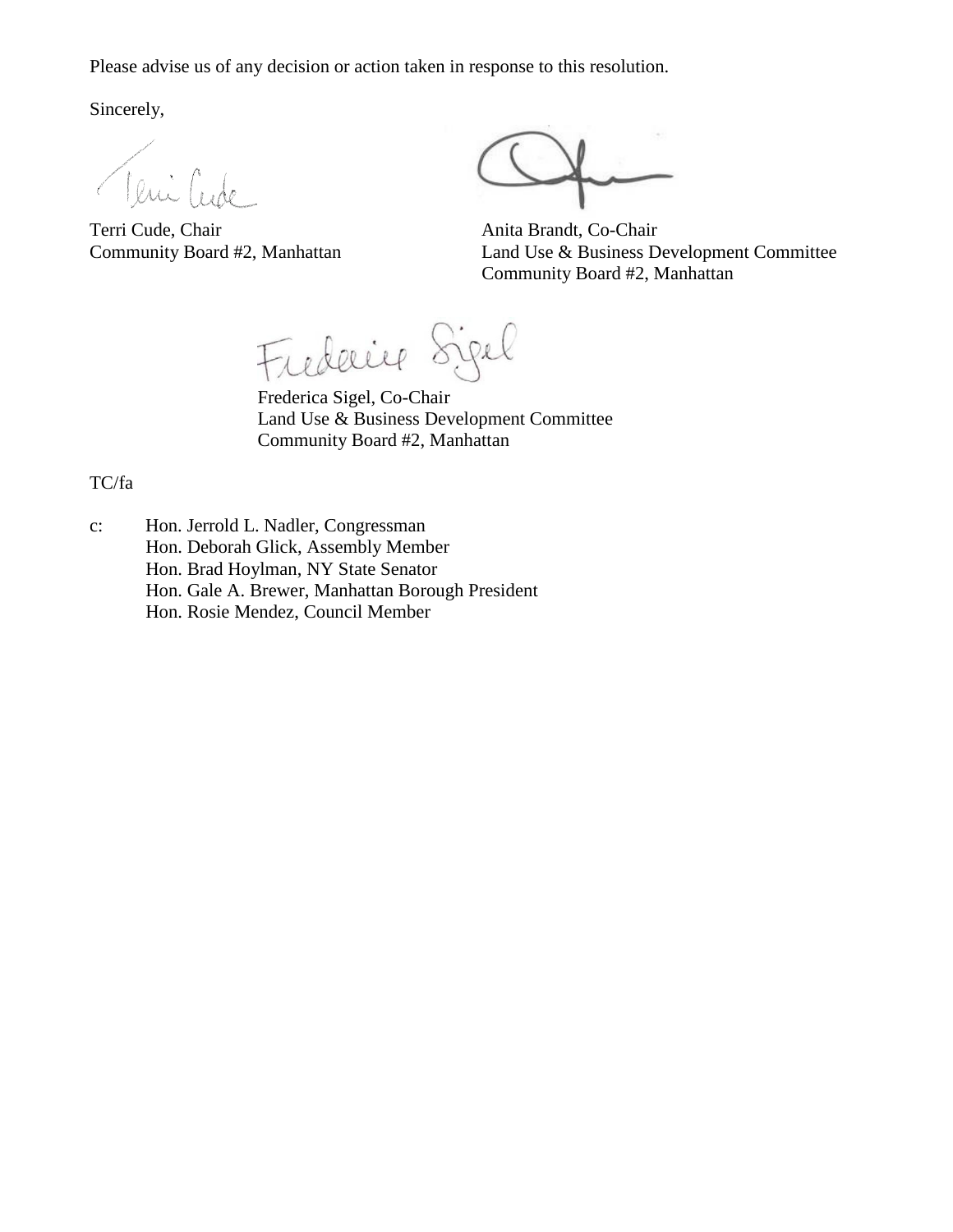Please advise us of any decision or action taken in response to this resolution.

Sincerely,

Terri Cude, Chair
Community Board #2, Manhattan

Anita Brandt, Co-Chair
Land Use & Business Development Committee
Community Board #2, Manhattan

Frederica Sigel, Co-Chair
Land Use & Business Development Committee
Community Board #2, Manhattan

TC/fa

c: Hon. Jerrold L. Nadler, Congressman
Hon. Deborah Glick, Assembly Member
Hon. Brad Hoylman, NY State Senator
Hon. Gale A. Brewer, Manhattan Borough President
Hon. Rosie Mendez, Council Member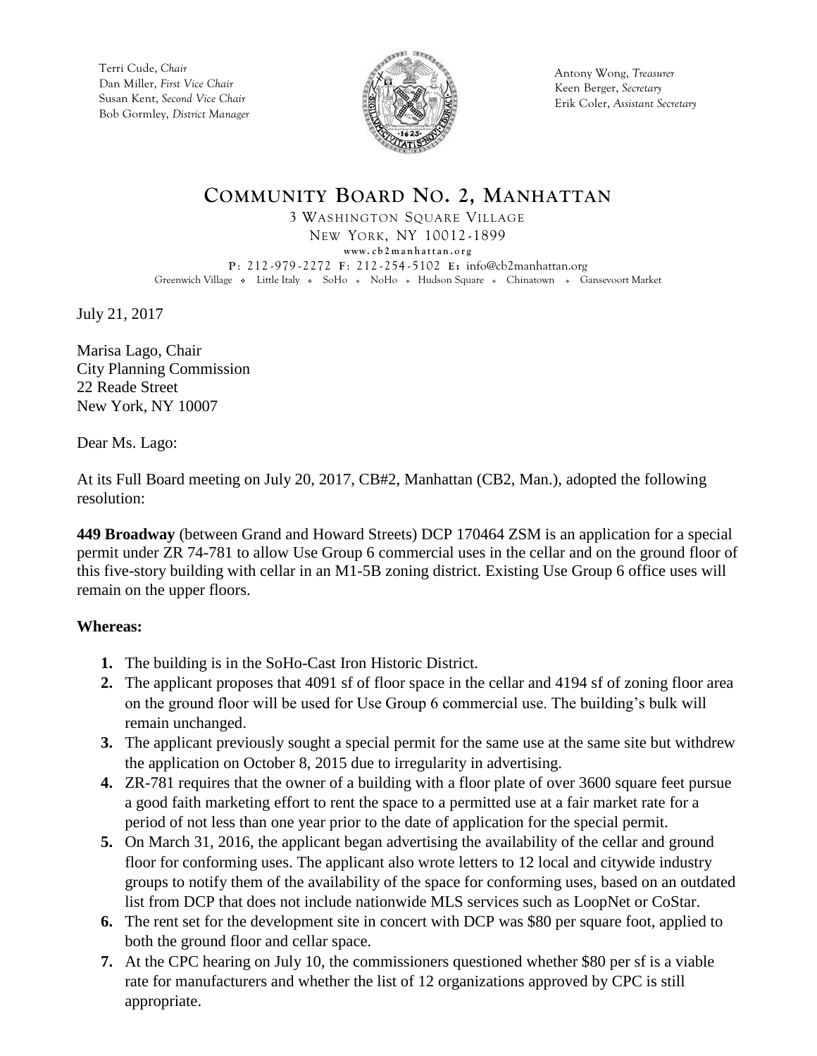Terri Cude, *Chair*
Dan Miller, *First Vice Chair*
Susan Kent, *Second Vice Chair*
Bob Gormley, *District Manager*

Antony Wong, *Treasurer*
Keen Berger, *Secretary*
Erik Coler, *Assistant Secretary*

# COMMUNITY BOARD NO. 2, MANHATTAN

3 WASHINGTON SQUARE VILLAGE
NEW YORK, NY 10012-1899
www.cb2manhattan.org
**P**: 212-979-2272 **F**: 212-254-5102 **E:** info@cb2manhattan.org
Greenwich Village ❖ Little Italy ❖ SoHo ❖ NoHo ❖ Hudson Square ❖ Chinatown ❖ Gansevoort Market

July 21, 2017

Marisa Lago, Chair
City Planning Commission
22 Reade Street
New York, NY 10007

Dear Ms. Lago:

At its Full Board meeting on July 20, 2017, CB#2, Manhattan (CB2, Man.), adopted the following resolution:

**449 Broadway** (between Grand and Howard Streets) DCP 170464 ZSM is an application for a special permit under ZR 74-781 to allow Use Group 6 commercial uses in the cellar and on the ground floor of this five-story building with cellar in an M1-5B zoning district. Existing Use Group 6 office uses will remain on the upper floors.

**Whereas:**

1. The building is in the SoHo-Cast Iron Historic District.
2. The applicant proposes that 4091 sf of floor space in the cellar and 4194 sf of zoning floor area on the ground floor will be used for Use Group 6 commercial use. The building's bulk will remain unchanged.
3. The applicant previously sought a special permit for the same use at the same site but withdrew the application on October 8, 2015 due to irregularity in advertising.
4. ZR-781 requires that the owner of a building with a floor plate of over 3600 square feet pursue a good faith marketing effort to rent the space to a permitted use at a fair market rate for a period of not less than one year prior to the date of application for the special permit.
5. On March 31, 2016, the applicant began advertising the availability of the cellar and ground floor for conforming uses. The applicant also wrote letters to 12 local and citywide industry groups to notify them of the availability of the space for conforming uses, based on an outdated list from DCP that does not include nationwide MLS services such as LoopNet or CoStar.
6. The rent set for the development site in concert with DCP was $80 per square foot, applied to both the ground floor and cellar space.
7. At the CPC hearing on July 10, the commissioners questioned whether $80 per sf is a viable rate for manufacturers and whether the list of 12 organizations approved by CPC is still appropriate.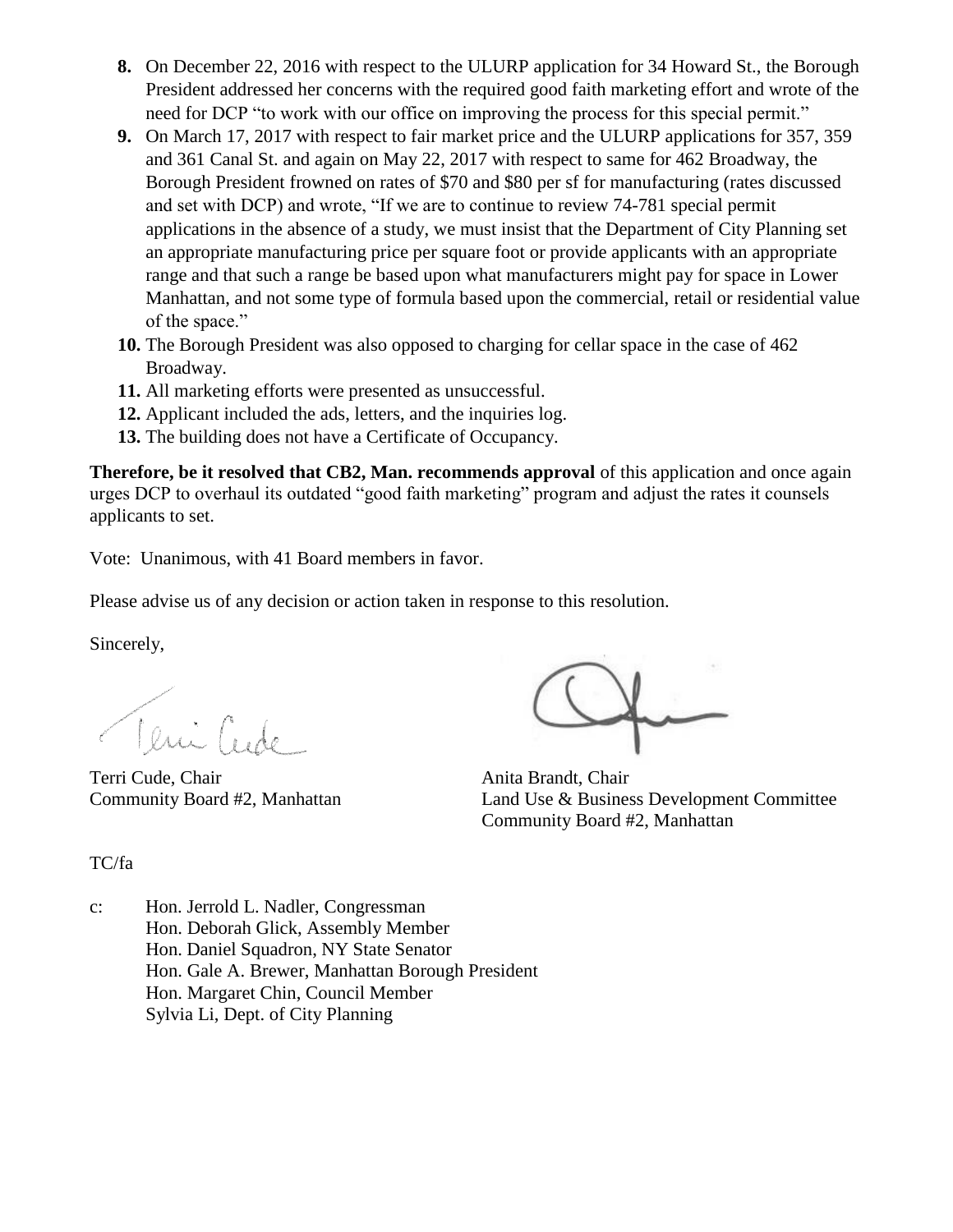8. On December 22, 2016 with respect to the ULURP application for 34 Howard St., the Borough President addressed her concerns with the required good faith marketing effort and wrote of the need for DCP "to work with our office on improving the process for this special permit."
9. On March 17, 2017 with respect to fair market price and the ULURP applications for 357, 359 and 361 Canal St. and again on May 22, 2017 with respect to same for 462 Broadway, the Borough President frowned on rates of $70 and $80 per sf for manufacturing (rates discussed and set with DCP) and wrote, "If we are to continue to review 74-781 special permit applications in the absence of a study, we must insist that the Department of City Planning set an appropriate manufacturing price per square foot or provide applicants with an appropriate range and that such a range be based upon what manufacturers might pay for space in Lower Manhattan, and not some type of formula based upon the commercial, retail or residential value of the space."
10. The Borough President was also opposed to charging for cellar space in the case of 462 Broadway.
11. All marketing efforts were presented as unsuccessful.
12. Applicant included the ads, letters, and the inquiries log.
13. The building does not have a Certificate of Occupancy.

**Therefore, be it resolved that CB2, Man. recommends approval** of this application and once again urges DCP to overhaul its outdated "good faith marketing" program and adjust the rates it counsels applicants to set.

Vote: Unanimous, with 41 Board members in favor.

Please advise us of any decision or action taken in response to this resolution.

Sincerely,

Terri Cude, Chair
Community Board #2, Manhattan

Anita Brandt, Chair
Land Use & Business Development Committee
Community Board #2, Manhattan

TC/fa

c: Hon. Jerrold L. Nadler, Congressman
Hon. Deborah Glick, Assembly Member
Hon. Daniel Squadron, NY State Senator
Hon. Gale A. Brewer, Manhattan Borough President
Hon. Margaret Chin, Council Member
Sylvia Li, Dept. of City Planning